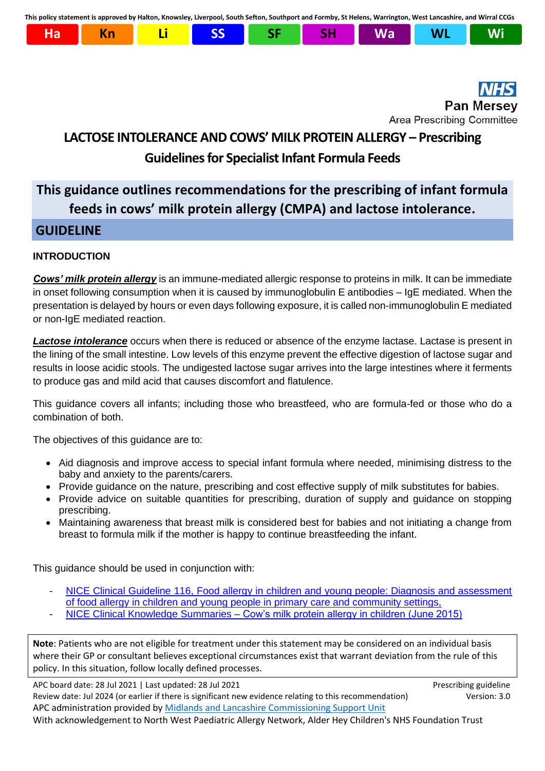This policy statement is approved by Halton, Knowsley, Liverpool, South Sefton, Southport and Formby, St Helens, Warrington, West Lancashire, and Wirral CCGs

| Ha | Kn | Li | SS | SF | SH | Wa | WL | Wi |
|---|---|---|---|---|---|---|---|---|

NHS
Pan Mersey
Area Prescribing Committee

# LACTOSE INTOLERANCE AND COWS' MILK PROTEIN ALLERGY – Prescribing Guidelines for Specialist Infant Formula Feeds

**This guidance outlines recommendations for the prescribing of infant formula feeds in cows' milk protein allergy (CMPA) and lactose intolerance.**

## GUIDELINE

### INTRODUCTION

***Cows' milk protein allergy*** is an immune-mediated allergic response to proteins in milk. It can be immediate in onset following consumption when it is caused by immunoglobulin E antibodies – IgE mediated. When the presentation is delayed by hours or even days following exposure, it is called non-immunoglobulin E mediated or non-IgE mediated reaction.

***Lactose intolerance*** occurs when there is reduced or absence of the enzyme lactase. Lactase is present in the lining of the small intestine. Low levels of this enzyme prevent the effective digestion of lactose sugar and results in loose acidic stools. The undigested lactose sugar arrives into the large intestines where it ferments to produce gas and mild acid that causes discomfort and flatulence.

This guidance covers all infants; including those who breastfeed, who are formula-fed or those who do a combination of both.

The objectives of this guidance are to:

- Aid diagnosis and improve access to special infant formula where needed, minimising distress to the baby and anxiety to the parents/carers.
- Provide guidance on the nature, prescribing and cost effective supply of milk substitutes for babies.
- Provide advice on suitable quantities for prescribing, duration of supply and guidance on stopping prescribing.
- Maintaining awareness that breast milk is considered best for babies and not initiating a change from breast to formula milk if the mother is happy to continue breastfeeding the infant.

This guidance should be used in conjunction with:

- NICE Clinical Guideline 116, Food allergy in children and young people: Diagnosis and assessment of food allergy in children and young people in primary care and community settings,
- NICE Clinical Knowledge Summaries – Cow's milk protein allergy in children (June 2015)

**Note**: Patients who are not eligible for treatment under this statement may be considered on an individual basis where their GP or consultant believes exceptional circumstances exist that warrant deviation from the rule of this policy. In this situation, follow locally defined processes.

APC board date: 28 Jul 2021 | Last updated: 28 Jul 2021 — Prescribing guideline
Review date: Jul 2024 (or earlier if there is significant new evidence relating to this recommendation) — Version: 3.0
APC administration provided by Midlands and Lancashire Commissioning Support Unit
With acknowledgement to North West Paediatric Allergy Network, Alder Hey Children's NHS Foundation Trust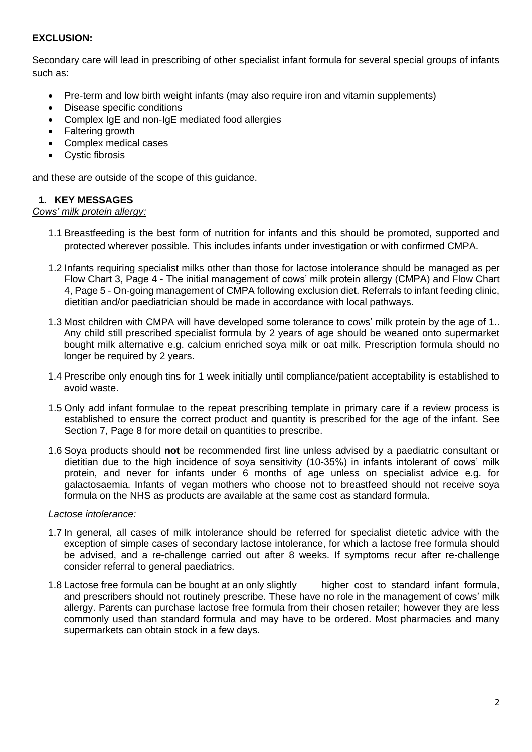**EXCLUSION:**

Secondary care will lead in prescribing of other specialist infant formula for several special groups of infants such as:

- Pre-term and low birth weight infants (may also require iron and vitamin supplements)
- Disease specific conditions
- Complex IgE and non-IgE mediated food allergies
- Faltering growth
- Complex medical cases
- Cystic fibrosis

and these are outside of the scope of this guidance.

## 1. KEY MESSAGES

*Cows' milk protein allergy:*

1.1 Breastfeeding is the best form of nutrition for infants and this should be promoted, supported and protected wherever possible. This includes infants under investigation or with confirmed CMPA.

1.2 Infants requiring specialist milks other than those for lactose intolerance should be managed as per Flow Chart 3, Page 4 - The initial management of cows' milk protein allergy (CMPA) and Flow Chart 4, Page 5 - On-going management of CMPA following exclusion diet. Referrals to infant feeding clinic, dietitian and/or paediatrician should be made in accordance with local pathways.

1.3 Most children with CMPA will have developed some tolerance to cows' milk protein by the age of 1.. Any child still prescribed specialist formula by 2 years of age should be weaned onto supermarket bought milk alternative e.g. calcium enriched soya milk or oat milk. Prescription formula should no longer be required by 2 years.

1.4 Prescribe only enough tins for 1 week initially until compliance/patient acceptability is established to avoid waste.

1.5 Only add infant formulae to the repeat prescribing template in primary care if a review process is established to ensure the correct product and quantity is prescribed for the age of the infant. See Section 7, Page 8 for more detail on quantities to prescribe.

1.6 Soya products should **not** be recommended first line unless advised by a paediatric consultant or dietitian due to the high incidence of soya sensitivity (10-35%) in infants intolerant of cows' milk protein, and never for infants under 6 months of age unless on specialist advice e.g. for galactosaemia. Infants of vegan mothers who choose not to breastfeed should not receive soya formula on the NHS as products are available at the same cost as standard formula.

*Lactose intolerance:*

1.7 In general, all cases of milk intolerance should be referred for specialist dietetic advice with the exception of simple cases of secondary lactose intolerance, for which a lactose free formula should be advised, and a re-challenge carried out after 8 weeks. If symptoms recur after re-challenge consider referral to general paediatrics.

1.8 Lactose free formula can be bought at an only slightly higher cost to standard infant formula, and prescribers should not routinely prescribe. These have no role in the management of cows' milk allergy. Parents can purchase lactose free formula from their chosen retailer; however they are less commonly used than standard formula and may have to be ordered. Most pharmacies and many supermarkets can obtain stock in a few days.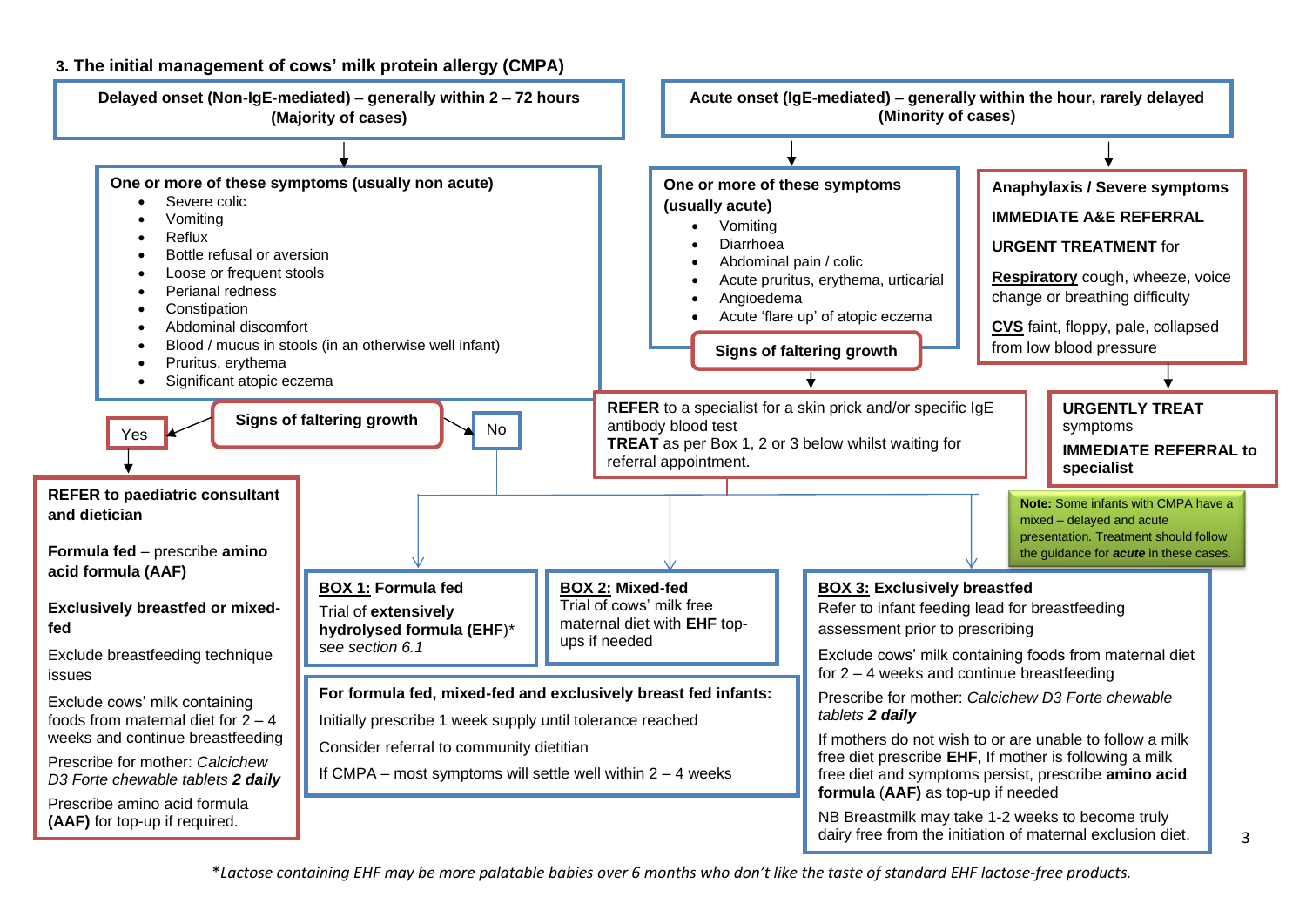## 3. The initial management of cows' milk protein allergy (CMPA)

### Delayed onset (Non-IgE-mediated) – generally within 2 – 72 hours (Majority of cases)

**One or more of these symptoms (usually non acute)**

- Severe colic
- Vomiting
- Reflux
- Bottle refusal or aversion
- Loose or frequent stools
- Perianal redness
- Constipation
- Abdominal discomfort
- Blood / mucus in stools (in an otherwise well infant)
- Pruritus, erythema
- Significant atopic eczema

**Signs of faltering growth**

**Yes** →

**REFER to paediatric consultant and dietician**

**Formula fed** – prescribe **amino acid formula (AAF)**

**Exclusively breastfed or mixed-fed**

Exclude breastfeeding technique issues

Exclude cows' milk containing foods from maternal diet for 2 – 4 weeks and continue breastfeeding

Prescribe for mother: *Calcichew D3 Forte chewable tablets **2 daily***

Prescribe amino acid formula **(AAF)** for top-up if required.

**No** → Box 1, 2 or 3 below

### Acute onset (IgE-mediated) – generally within the hour, rarely delayed (Minority of cases)

**One or more of these symptoms (usually acute)**

- Vomiting
- Diarrhoea
- Abdominal pain / colic
- Acute pruritus, erythema, urticarial
- Angioedema
- Acute 'flare up' of atopic eczema

**Signs of faltering growth**

**REFER** to a specialist for a skin prick and/or specific IgE antibody blood test
**TREAT** as per Box 1, 2 or 3 below whilst waiting for referral appointment.

**Anaphylaxis / Severe symptoms**

**IMMEDIATE A&E REFERRAL**

**URGENT TREATMENT** for

**Respiratory** cough, wheeze, voice change or breathing difficulty

**CVS** faint, floppy, pale, collapsed from low blood pressure

**URGENTLY TREAT** symptoms

**IMMEDIATE REFERRAL to specialist**

**Note:** Some infants with CMPA have a mixed – delayed and acute presentation. Treatment should follow the guidance for ***acute*** in these cases.

---

**BOX 1: Formula fed**

Trial of **extensively hydrolysed formula (EHF)***
*see section 6.1*

**BOX 2: Mixed-fed**

Trial of cows' milk free maternal diet with **EHF** top-ups if needed

**BOX 3: Exclusively breastfed**

Refer to infant feeding lead for breastfeeding assessment prior to prescribing

Exclude cows' milk containing foods from maternal diet for 2 – 4 weeks and continue breastfeeding

Prescribe for mother: *Calcichew D3 Forte chewable tablets **2 daily***

If mothers do not wish to or are unable to follow a milk free diet prescribe **EHF**, If mother is following a milk free diet and symptoms persist, prescribe **amino acid formula** (**AAF)** as top-up if needed

NB Breastmilk may take 1-2 weeks to become truly dairy free from the initiation of maternal exclusion diet.

**For formula fed, mixed-fed and exclusively breast fed infants:**

Initially prescribe 1 week supply until tolerance reached

Consider referral to community dietitian

If CMPA – most symptoms will settle well within 2 – 4 weeks

---

**Lactose containing EHF may be more palatable babies over 6 months who don't like the taste of standard EHF lactose-free products.*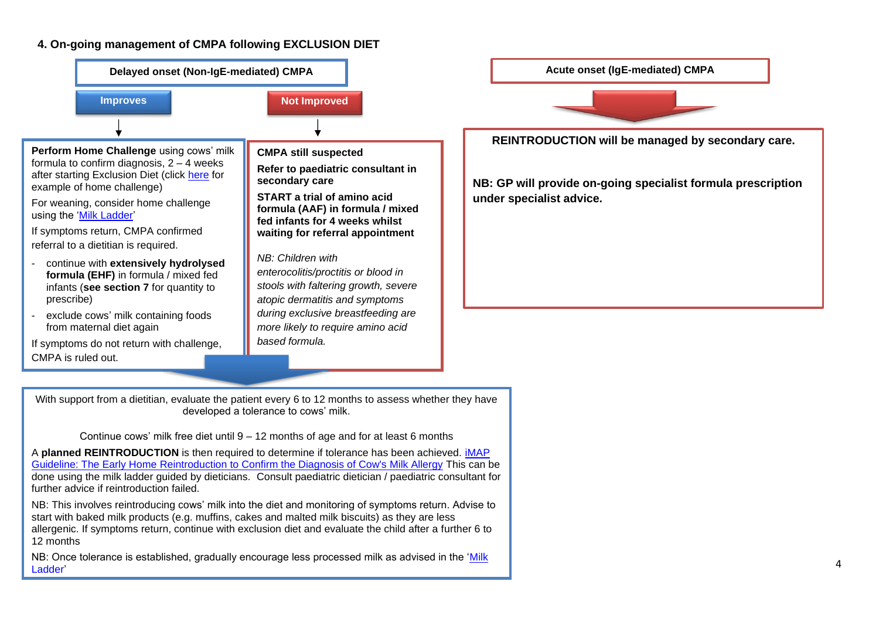## 4. On-going management of CMPA following EXCLUSION DIET

### Delayed onset (Non-IgE-mediated) CMPA

#### Improves

**Perform Home Challenge** using cows' milk formula to confirm diagnosis, 2 – 4 weeks after starting Exclusion Diet (click here for example of home challenge)

For weaning, consider home challenge using the 'Milk Ladder'

If symptoms return, CMPA confirmed referral to a dietitian is required.

- continue with **extensively hydrolysed formula (EHF)** in formula / mixed fed infants (**see section 7** for quantity to prescribe)
- exclude cows' milk containing foods from maternal diet again

If symptoms do not return with challenge, CMPA is ruled out.

#### Not Improved

**CMPA still suspected**

**Refer to paediatric consultant in secondary care**

**START a trial of amino acid formula (AAF) in formula / mixed fed infants for 4 weeks whilst waiting for referral appointment**

*NB: Children with enterocolitis/proctitis or blood in stools with faltering growth, severe atopic dermatitis and symptoms during exclusive breastfeeding are more likely to require amino acid based formula.*

---

With support from a dietitian, evaluate the patient every 6 to 12 months to assess whether they have developed a tolerance to cows' milk.

Continue cows' milk free diet until 9 – 12 months of age and for at least 6 months

A **planned REINTRODUCTION** is then required to determine if tolerance has been achieved. iMAP Guideline: The Early Home Reintroduction to Confirm the Diagnosis of Cow's Milk Allergy This can be done using the milk ladder guided by dieticians. Consult paediatric dietician / paediatric consultant for further advice if reintroduction failed.

NB: This involves reintroducing cows' milk into the diet and monitoring of symptoms return. Advise to start with baked milk products (e.g. muffins, cakes and malted milk biscuits) as they are less allergenic. If symptoms return, continue with exclusion diet and evaluate the child after a further 6 to 12 months

NB: Once tolerance is established, gradually encourage less processed milk as advised in the 'Milk Ladder'

### Acute onset (IgE-mediated) CMPA

**REINTRODUCTION will be managed by secondary care.**

**NB: GP will provide on-going specialist formula prescription under specialist advice.**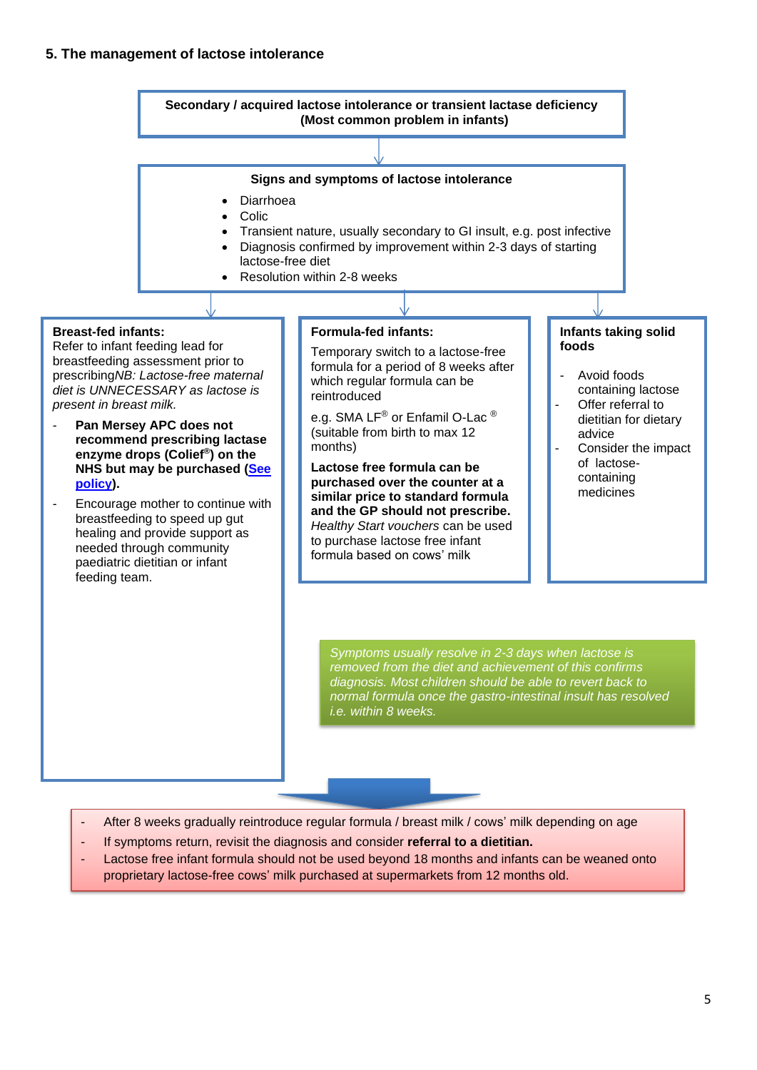### 5. The management of lactose intolerance

**Secondary / acquired lactose intolerance or transient lactase deficiency (Most common problem in infants)**

**Signs and symptoms of lactose intolerance**

- Diarrhoea
- Colic
- Transient nature, usually secondary to GI insult, e.g. post infective
- Diagnosis confirmed by improvement within 2-3 days of starting lactose-free diet
- Resolution within 2-8 weeks

**Breast-fed infants:**

Refer to infant feeding lead for breastfeeding assessment prior to prescribing *NB: Lactose-free maternal diet is UNNECESSARY as lactose is present in breast milk.*

- **Pan Mersey APC does not recommend prescribing lactase enzyme drops (Colief®) on the NHS but may be purchased (See policy).**
- Encourage mother to continue with breastfeeding to speed up gut healing and provide support as needed through community paediatric dietitian or infant feeding team.

**Formula-fed infants:**

Temporary switch to a lactose-free formula for a period of 8 weeks after which regular formula can be reintroduced

e.g. SMA LF® or Enfamil O-Lac ® (suitable from birth to max 12 months)

**Lactose free formula can be purchased over the counter at a similar price to standard formula and the GP should not prescribe.** *Healthy Start vouchers* can be used to purchase lactose free infant formula based on cows' milk

**Infants taking solid foods**

- Avoid foods containing lactose
- Offer referral to dietitian for dietary advice
- Consider the impact of lactose-containing medicines

*Symptoms usually resolve in 2-3 days when lactose is removed from the diet and achievement of this confirms diagnosis. Most children should be able to revert back to normal formula once the gastro-intestinal insult has resolved i.e. within 8 weeks.*

- After 8 weeks gradually reintroduce regular formula / breast milk / cows' milk depending on age
- If symptoms return, revisit the diagnosis and consider **referral to a dietitian.**
- Lactose free infant formula should not be used beyond 18 months and infants can be weaned onto proprietary lactose-free cows' milk purchased at supermarkets from 12 months old.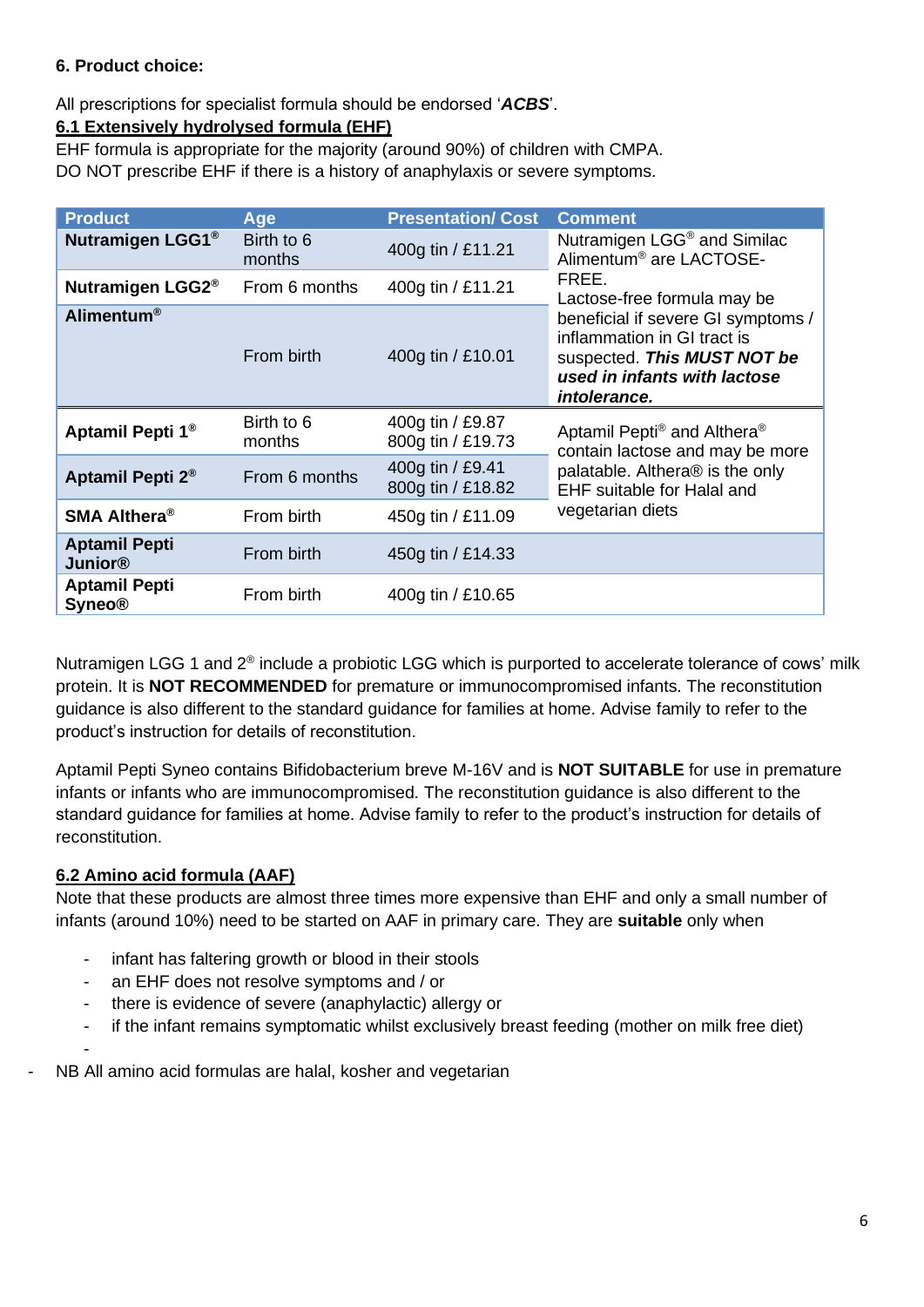**6. Product choice:**

All prescriptions for specialist formula should be endorsed '***ACBS***'.

**6.1 Extensively hydrolysed formula (EHF)**

EHF formula is appropriate for the majority (around 90%) of children with CMPA.
DO NOT prescribe EHF if there is a history of anaphylaxis or severe symptoms.

| Product | Age | Presentation/ Cost | Comment |
|---|---|---|---|
| **Nutramigen LGG1®** | Birth to 6 months | 400g tin / £11.21 | Nutramigen LGG® and Similac Alimentum® are LACTOSE-FREE. Lactose-free formula may be beneficial if severe GI symptoms / inflammation in GI tract is suspected. ***This MUST NOT be used in infants with lactose intolerance.*** |
| **Nutramigen LGG2®** | From 6 months | 400g tin / £11.21 | |
| **Alimentum®** | From birth | 400g tin / £10.01 | |
| **Aptamil Pepti 1®** | Birth to 6 months | 400g tin / £9.87<br>800g tin / £19.73 | Aptamil Pepti® and Althera® contain lactose and may be more palatable. Althera® is the only EHF suitable for Halal and vegetarian diets |
| **Aptamil Pepti 2®** | From 6 months | 400g tin / £9.41<br>800g tin / £18.82 | |
| **SMA Althera®** | From birth | 450g tin / £11.09 | |
| **Aptamil Pepti Junior®** | From birth | 450g tin / £14.33 | |
| **Aptamil Pepti Syneo®** | From birth | 400g tin / £10.65 | |

Nutramigen LGG 1 and 2® include a probiotic LGG which is purported to accelerate tolerance of cows' milk protein. It is **NOT RECOMMENDED** for premature or immunocompromised infants. The reconstitution guidance is also different to the standard guidance for families at home. Advise family to refer to the product's instruction for details of reconstitution.

Aptamil Pepti Syneo contains Bifidobacterium breve M-16V and is **NOT SUITABLE** for use in premature infants or infants who are immunocompromised. The reconstitution guidance is also different to the standard guidance for families at home. Advise family to refer to the product's instruction for details of reconstitution.

**6.2 Amino acid formula (AAF)**

Note that these products are almost three times more expensive than EHF and only a small number of infants (around 10%) need to be started on AAF in primary care. They are **suitable** only when

- infant has faltering growth or blood in their stools
- an EHF does not resolve symptoms and / or
- there is evidence of severe (anaphylactic) allergy or
- if the infant remains symptomatic whilst exclusively breast feeding (mother on milk free diet)

- NB All amino acid formulas are halal, kosher and vegetarian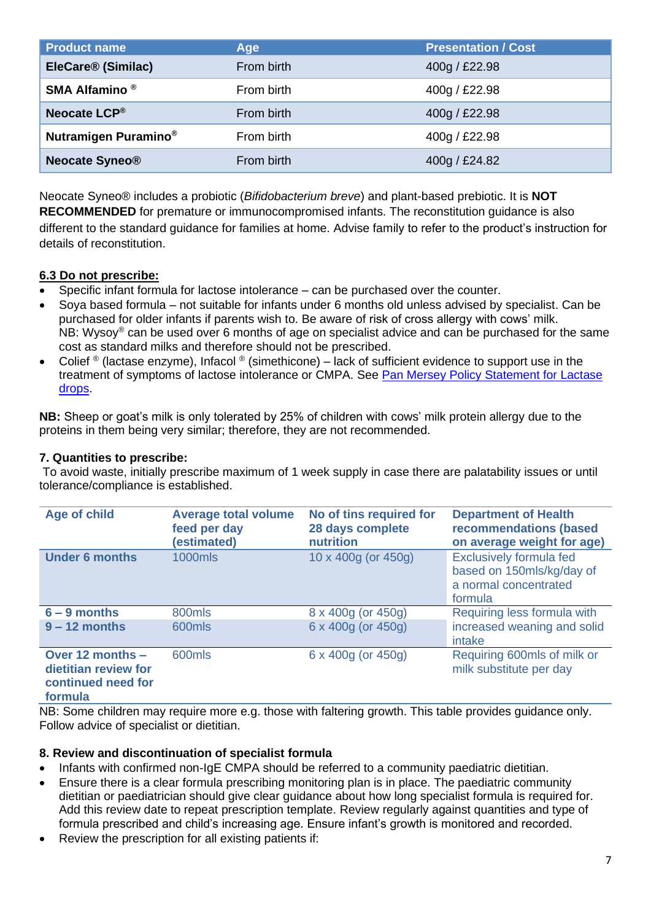| Product name | Age | Presentation / Cost |
|---|---|---|
| **EleCare® (Similac)** | From birth | 400g / £22.98 |
| **SMA Alfamino ®** | From birth | 400g / £22.98 |
| **Neocate LCP®** | From birth | 400g / £22.98 |
| **Nutramigen Puramino®** | From birth | 400g / £22.98 |
| **Neocate Syneo®** | From birth | 400g / £24.82 |

Neocate Syneo® includes a probiotic (*Bifidobacterium breve*) and plant-based prebiotic. It is **NOT RECOMMENDED** for premature or immunocompromised infants. The reconstitution guidance is also different to the standard guidance for families at home. Advise family to refer to the product's instruction for details of reconstitution.

**6.3 Do not prescribe:**

- Specific infant formula for lactose intolerance – can be purchased over the counter.
- Soya based formula – not suitable for infants under 6 months old unless advised by specialist. Can be purchased for older infants if parents wish to. Be aware of risk of cross allergy with cows' milk. NB: Wysoy® can be used over 6 months of age on specialist advice and can be purchased for the same cost as standard milks and therefore should not be prescribed.
- Colief ® (lactase enzyme), Infacol ® (simethicone) – lack of sufficient evidence to support use in the treatment of symptoms of lactose intolerance or CMPA. See Pan Mersey Policy Statement for Lactase drops.

**NB:** Sheep or goat's milk is only tolerated by 25% of children with cows' milk protein allergy due to the proteins in them being very similar; therefore, they are not recommended.

**7. Quantities to prescribe:**

To avoid waste, initially prescribe maximum of 1 week supply in case there are palatability issues or until tolerance/compliance is established.

| Age of child | Average total volume feed per day (estimated) | No of tins required for 28 days complete nutrition | Department of Health recommendations (based on average weight for age) |
|---|---|---|---|
| **Under 6 months** | 1000mls | 10 x 400g (or 450g) | Exclusively formula fed based on 150mls/kg/day of a normal concentrated formula |
| **6 – 9 months** | 800mls | 8 x 400g (or 450g) | Requiring less formula with increased weaning and solid intake |
| **9 – 12 months** | 600mls | 6 x 400g (or 450g) | |
| **Over 12 months – dietitian review for continued need for formula** | 600mls | 6 x 400g (or 450g) | Requiring 600mls of milk or milk substitute per day |

NB: Some children may require more e.g. those with faltering growth. This table provides guidance only. Follow advice of specialist or dietitian.

**8. Review and discontinuation of specialist formula**

- Infants with confirmed non-IgE CMPA should be referred to a community paediatric dietitian.
- Ensure there is a clear formula prescribing monitoring plan is in place. The paediatric community dietitian or paediatrician should give clear guidance about how long specialist formula is required for. Add this review date to repeat prescription template. Review regularly against quantities and type of formula prescribed and child's increasing age. Ensure infant's growth is monitored and recorded.
- Review the prescription for all existing patients if: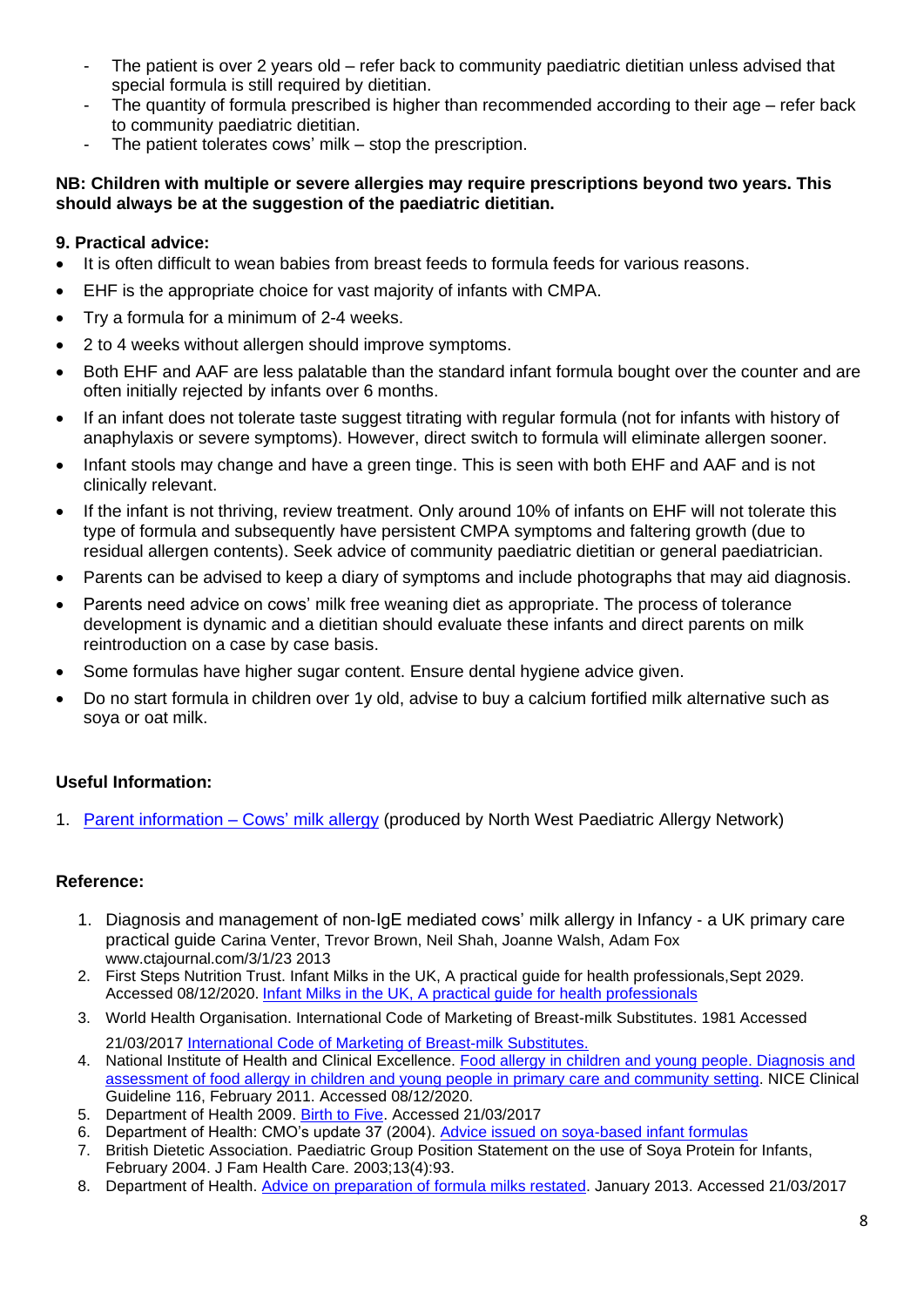- The patient is over 2 years old – refer back to community paediatric dietitian unless advised that special formula is still required by dietitian.
- The quantity of formula prescribed is higher than recommended according to their age – refer back to community paediatric dietitian.
- The patient tolerates cows' milk – stop the prescription.

**NB: Children with multiple or severe allergies may require prescriptions beyond two years. This should always be at the suggestion of the paediatric dietitian.**

**9. Practical advice:**

- It is often difficult to wean babies from breast feeds to formula feeds for various reasons.
- EHF is the appropriate choice for vast majority of infants with CMPA.
- Try a formula for a minimum of 2-4 weeks.
- 2 to 4 weeks without allergen should improve symptoms.
- Both EHF and AAF are less palatable than the standard infant formula bought over the counter and are often initially rejected by infants over 6 months.
- If an infant does not tolerate taste suggest titrating with regular formula (not for infants with history of anaphylaxis or severe symptoms). However, direct switch to formula will eliminate allergen sooner.
- Infant stools may change and have a green tinge. This is seen with both EHF and AAF and is not clinically relevant.
- If the infant is not thriving, review treatment. Only around 10% of infants on EHF will not tolerate this type of formula and subsequently have persistent CMPA symptoms and faltering growth (due to residual allergen contents). Seek advice of community paediatric dietitian or general paediatrician.
- Parents can be advised to keep a diary of symptoms and include photographs that may aid diagnosis.
- Parents need advice on cows' milk free weaning diet as appropriate. The process of tolerance development is dynamic and a dietitian should evaluate these infants and direct parents on milk reintroduction on a case by case basis.
- Some formulas have higher sugar content. Ensure dental hygiene advice given.
- Do no start formula in children over 1y old, advise to buy a calcium fortified milk alternative such as soya or oat milk.

**Useful Information:**

1. Parent information – Cows' milk allergy (produced by North West Paediatric Allergy Network)

**Reference:**

1. Diagnosis and management of non-IgE mediated cows' milk allergy in Infancy - a UK primary care practical guide Carina Venter, Trevor Brown, Neil Shah, Joanne Walsh, Adam Fox www.ctajournal.com/3/1/23 2013
2. First Steps Nutrition Trust. Infant Milks in the UK, A practical guide for health professionals,Sept 2029. Accessed 08/12/2020. Infant Milks in the UK, A practical guide for health professionals
3. World Health Organisation. International Code of Marketing of Breast-milk Substitutes. 1981 Accessed 21/03/2017 International Code of Marketing of Breast-milk Substitutes.
4. National Institute of Health and Clinical Excellence. Food allergy in children and young people. Diagnosis and assessment of food allergy in children and young people in primary care and community setting. NICE Clinical Guideline 116, February 2011. Accessed 08/12/2020.
5. Department of Health 2009. Birth to Five. Accessed 21/03/2017
6. Department of Health: CMO's update 37 (2004). Advice issued on soya-based infant formulas
7. British Dietetic Association. Paediatric Group Position Statement on the use of Soya Protein for Infants, February 2004. J Fam Health Care. 2003;13(4):93.
8. Department of Health. Advice on preparation of formula milks restated. January 2013. Accessed 21/03/2017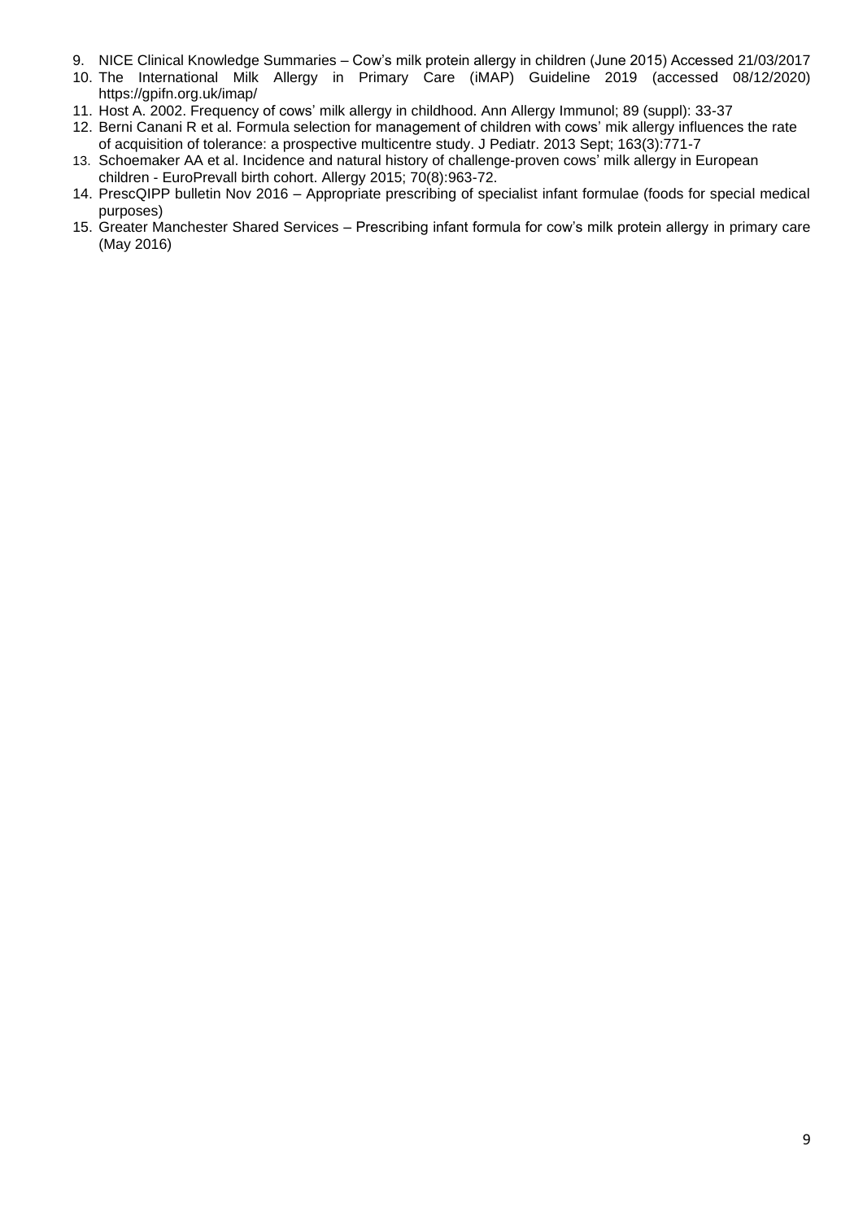9. NICE Clinical Knowledge Summaries – Cow's milk protein allergy in children (June 2015) Accessed 21/03/2017
10. The International Milk Allergy in Primary Care (iMAP) Guideline 2019 (accessed 08/12/2020) https://gpifn.org.uk/imap/
11. Host A. 2002. Frequency of cows' milk allergy in childhood. Ann Allergy Immunol; 89 (suppl): 33-37
12. Berni Canani R et al. Formula selection for management of children with cows' mik allergy influences the rate of acquisition of tolerance: a prospective multicentre study. J Pediatr. 2013 Sept; 163(3):771-7
13. Schoemaker AA et al. Incidence and natural history of challenge-proven cows' milk allergy in European children - EuroPrevall birth cohort. Allergy 2015; 70(8):963-72.
14. PrescQIPP bulletin Nov 2016 – Appropriate prescribing of specialist infant formulae (foods for special medical purposes)
15. Greater Manchester Shared Services – Prescribing infant formula for cow's milk protein allergy in primary care (May 2016)